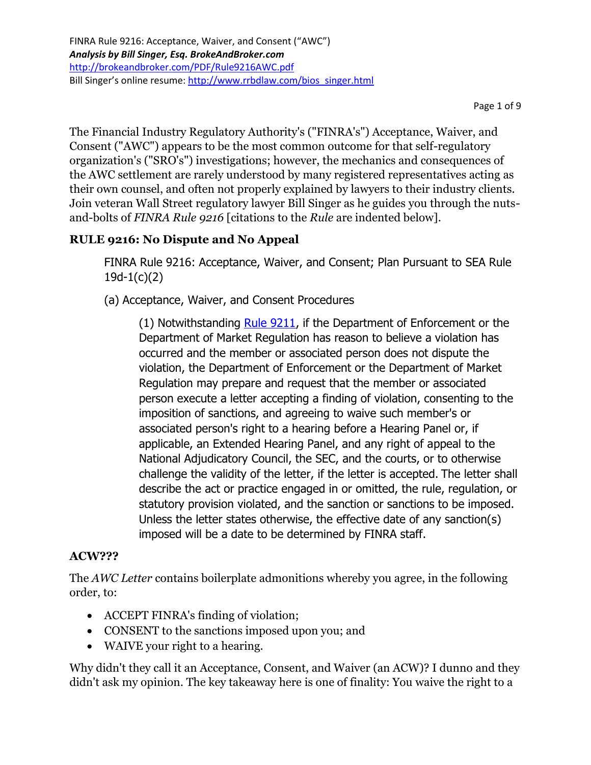FINRA Rule 9216: Acceptance, Waiver, and Consent ("AWC")
***Analysis by Bill Singer, Esq. BrokeAndBroker.com***
http://brokeandbroker.com/PDF/Rule9216AWC.pdf
Bill Singer's online resume: http://www.rrbdlaw.com/bios_singer.html

The Financial Industry Regulatory Authority's ("FINRA's") Acceptance, Waiver, and Consent ("AWC") appears to be the most common outcome for that self-regulatory organization's ("SRO's") investigations; however, the mechanics and consequences of the AWC settlement are rarely understood by many registered representatives acting as their own counsel, and often not properly explained by lawyers to their industry clients. Join veteran Wall Street regulatory lawyer Bill Singer as he guides you through the nuts-and-bolts of *FINRA Rule 9216* [citations to the *Rule* are indented below].

## RULE 9216: No Dispute and No Appeal

> FINRA Rule 9216: Acceptance, Waiver, and Consent; Plan Pursuant to SEA Rule 19d-1(c)(2)
>
> (a) Acceptance, Waiver, and Consent Procedures
>
> > (1) Notwithstanding Rule 9211, if the Department of Enforcement or the Department of Market Regulation has reason to believe a violation has occurred and the member or associated person does not dispute the violation, the Department of Enforcement or the Department of Market Regulation may prepare and request that the member or associated person execute a letter accepting a finding of violation, consenting to the imposition of sanctions, and agreeing to waive such member's or associated person's right to a hearing before a Hearing Panel or, if applicable, an Extended Hearing Panel, and any right of appeal to the National Adjudicatory Council, the SEC, and the courts, or to otherwise challenge the validity of the letter, if the letter is accepted. The letter shall describe the act or practice engaged in or omitted, the rule, regulation, or statutory provision violated, and the sanction or sanctions to be imposed. Unless the letter states otherwise, the effective date of any sanction(s) imposed will be a date to be determined by FINRA staff.

## ACW???

The *AWC Letter* contains boilerplate admonitions whereby you agree, in the following order, to:

- ACCEPT FINRA's finding of violation;
- CONSENT to the sanctions imposed upon you; and
- WAIVE your right to a hearing.

Why didn't they call it an Acceptance, Consent, and Waiver (an ACW)? I dunno and they didn't ask my opinion. The key takeaway here is one of finality: You waive the right to a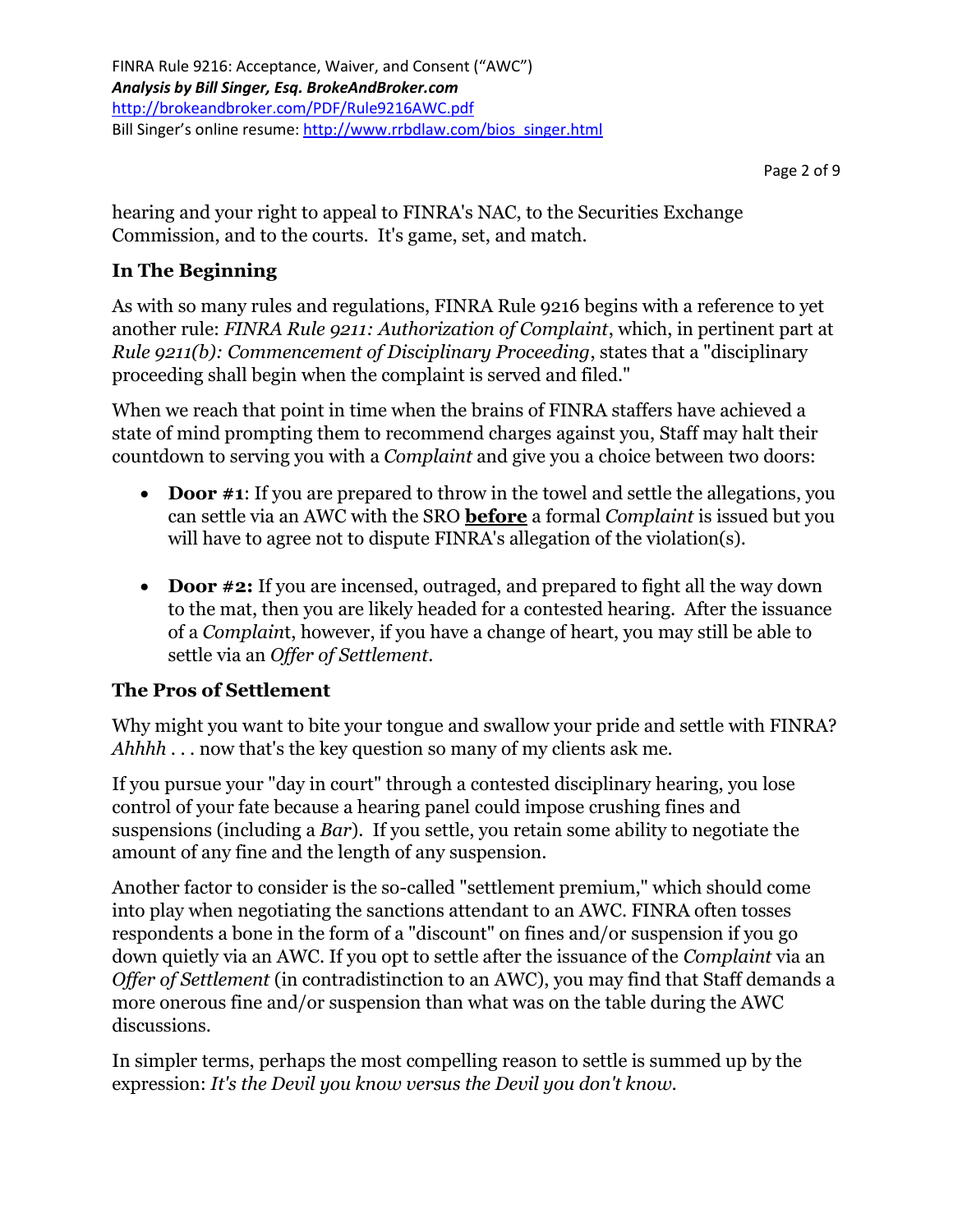hearing and your right to appeal to FINRA's NAC, to the Securities Exchange Commission, and to the courts. It's game, set, and match.

## In The Beginning

As with so many rules and regulations, FINRA Rule 9216 begins with a reference to yet another rule: *FINRA Rule 9211: Authorization of Complaint*, which, in pertinent part at *Rule 9211(b): Commencement of Disciplinary Proceeding*, states that a "disciplinary proceeding shall begin when the complaint is served and filed."

When we reach that point in time when the brains of FINRA staffers have achieved a state of mind prompting them to recommend charges against you, Staff may halt their countdown to serving you with a *Complaint* and give you a choice between two doors:

- **Door #1**: If you are prepared to throw in the towel and settle the allegations, you can settle via an AWC with the SRO **before** a formal *Complaint* is issued but you will have to agree not to dispute FINRA's allegation of the violation(s).

- **Door #2:** If you are incensed, outraged, and prepared to fight all the way down to the mat, then you are likely headed for a contested hearing. After the issuance of a *Complaint*, however, if you have a change of heart, you may still be able to settle via an *Offer of Settlement*.

## The Pros of Settlement

Why might you want to bite your tongue and swallow your pride and settle with FINRA? *Ahhhh* . . . now that's the key question so many of my clients ask me.

If you pursue your "day in court" through a contested disciplinary hearing, you lose control of your fate because a hearing panel could impose crushing fines and suspensions (including a *Bar*). If you settle, you retain some ability to negotiate the amount of any fine and the length of any suspension.

Another factor to consider is the so-called "settlement premium," which should come into play when negotiating the sanctions attendant to an AWC. FINRA often tosses respondents a bone in the form of a "discount" on fines and/or suspension if you go down quietly via an AWC. If you opt to settle after the issuance of the *Complaint* via an *Offer of Settlement* (in contradistinction to an AWC), you may find that Staff demands a more onerous fine and/or suspension than what was on the table during the AWC discussions.

In simpler terms, perhaps the most compelling reason to settle is summed up by the expression: *It's the Devil you know versus the Devil you don't know.*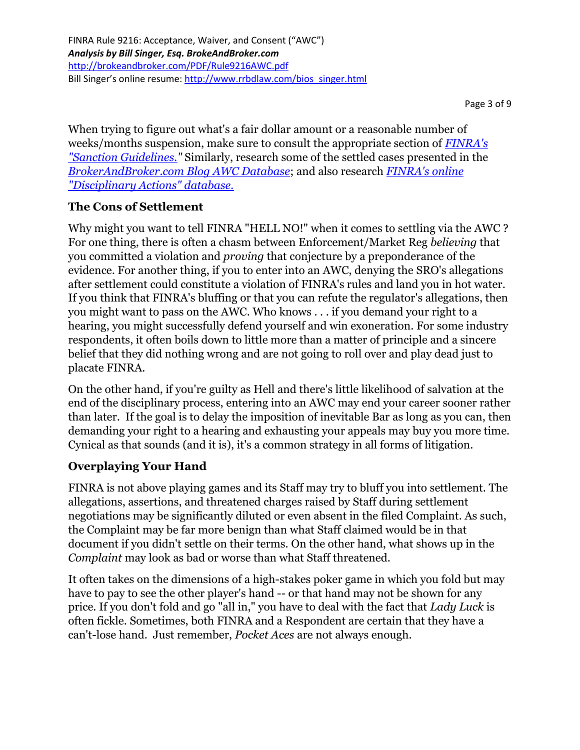When trying to figure out what's a fair dollar amount or a reasonable number of weeks/months suspension, make sure to consult the appropriate section of [*FINRA's "Sanction Guidelines."*](http://brokeandbroker.com) Similarly, research some of the settled cases presented in the *BrokerAndBroker.com Blog AWC Database*; and also research *FINRA's online "Disciplinary Actions" database.*

### The Cons of Settlement

Why might you want to tell FINRA "HELL NO!" when it comes to settling via the AWC ? For one thing, there is often a chasm between Enforcement/Market Reg *believing* that you committed a violation and *proving* that conjecture by a preponderance of the evidence. For another thing, if you to enter into an AWC, denying the SRO's allegations after settlement could constitute a violation of FINRA's rules and land you in hot water. If you think that FINRA's bluffing or that you can refute the regulator's allegations, then you might want to pass on the AWC. Who knows . . . if you demand your right to a hearing, you might successfully defend yourself and win exoneration. For some industry respondents, it often boils down to little more than a matter of principle and a sincere belief that they did nothing wrong and are not going to roll over and play dead just to placate FINRA.

On the other hand, if you're guilty as Hell and there's little likelihood of salvation at the end of the disciplinary process, entering into an AWC may end your career sooner rather than later. If the goal is to delay the imposition of inevitable Bar as long as you can, then demanding your right to a hearing and exhausting your appeals may buy you more time. Cynical as that sounds (and it is), it's a common strategy in all forms of litigation.

### Overplaying Your Hand

FINRA is not above playing games and its Staff may try to bluff you into settlement. The allegations, assertions, and threatened charges raised by Staff during settlement negotiations may be significantly diluted or even absent in the filed Complaint. As such, the Complaint may be far more benign than what Staff claimed would be in that document if you didn't settle on their terms. On the other hand, what shows up in the *Complaint* may look as bad or worse than what Staff threatened.

It often takes on the dimensions of a high-stakes poker game in which you fold but may have to pay to see the other player's hand -- or that hand may not be shown for any price. If you don't fold and go "all in," you have to deal with the fact that *Lady Luck* is often fickle. Sometimes, both FINRA and a Respondent are certain that they have a can't-lose hand. Just remember, *Pocket Aces* are not always enough.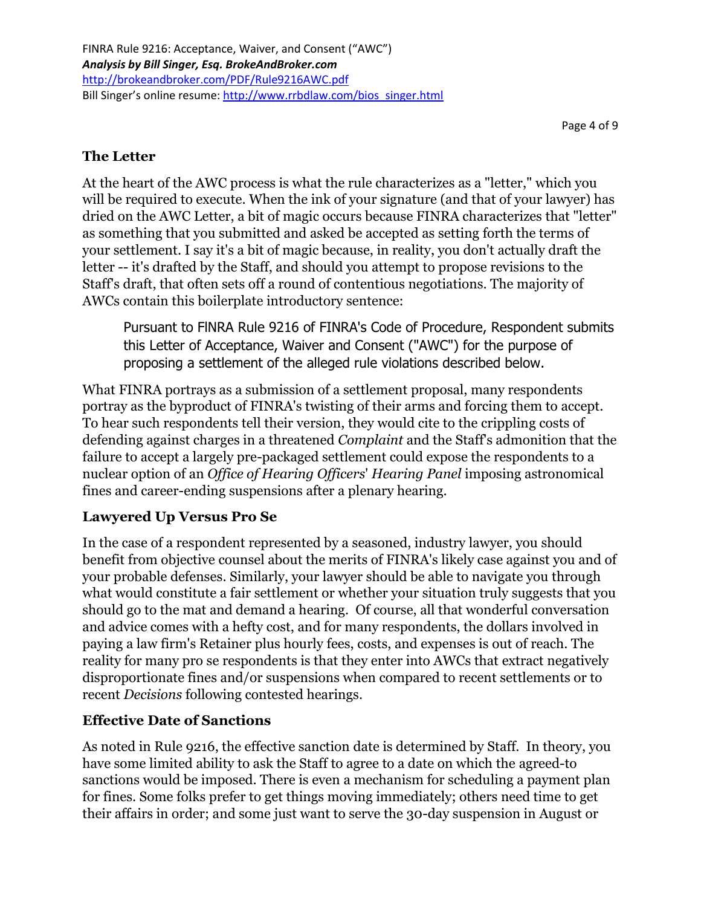## The Letter

At the heart of the AWC process is what the rule characterizes as a "letter," which you will be required to execute. When the ink of your signature (and that of your lawyer) has dried on the AWC Letter, a bit of magic occurs because FINRA characterizes that "letter" as something that you submitted and asked be accepted as setting forth the terms of your settlement. I say it's a bit of magic because, in reality, you don't actually draft the letter -- it's drafted by the Staff, and should you attempt to propose revisions to the Staff's draft, that often sets off a round of contentious negotiations. The majority of AWCs contain this boilerplate introductory sentence:

> Pursuant to FINRA Rule 9216 of FINRA's Code of Procedure, Respondent submits this Letter of Acceptance, Waiver and Consent ("AWC") for the purpose of proposing a settlement of the alleged rule violations described below.

What FINRA portrays as a submission of a settlement proposal, many respondents portray as the byproduct of FINRA's twisting of their arms and forcing them to accept. To hear such respondents tell their version, they would cite to the crippling costs of defending against charges in a threatened *Complaint* and the Staff's admonition that the failure to accept a largely pre-packaged settlement could expose the respondents to a nuclear option of an *Office of Hearing Officers' Hearing Panel* imposing astronomical fines and career-ending suspensions after a plenary hearing.

## Lawyered Up Versus Pro Se

In the case of a respondent represented by a seasoned, industry lawyer, you should benefit from objective counsel about the merits of FINRA's likely case against you and of your probable defenses. Similarly, your lawyer should be able to navigate you through what would constitute a fair settlement or whether your situation truly suggests that you should go to the mat and demand a hearing. Of course, all that wonderful conversation and advice comes with a hefty cost, and for many respondents, the dollars involved in paying a law firm's Retainer plus hourly fees, costs, and expenses is out of reach. The reality for many pro se respondents is that they enter into AWCs that extract negatively disproportionate fines and/or suspensions when compared to recent settlements or to recent *Decisions* following contested hearings.

## Effective Date of Sanctions

As noted in Rule 9216, the effective sanction date is determined by Staff. In theory, you have some limited ability to ask the Staff to agree to a date on which the agreed-to sanctions would be imposed. There is even a mechanism for scheduling a payment plan for fines. Some folks prefer to get things moving immediately; others need time to get their affairs in order; and some just want to serve the 30-day suspension in August or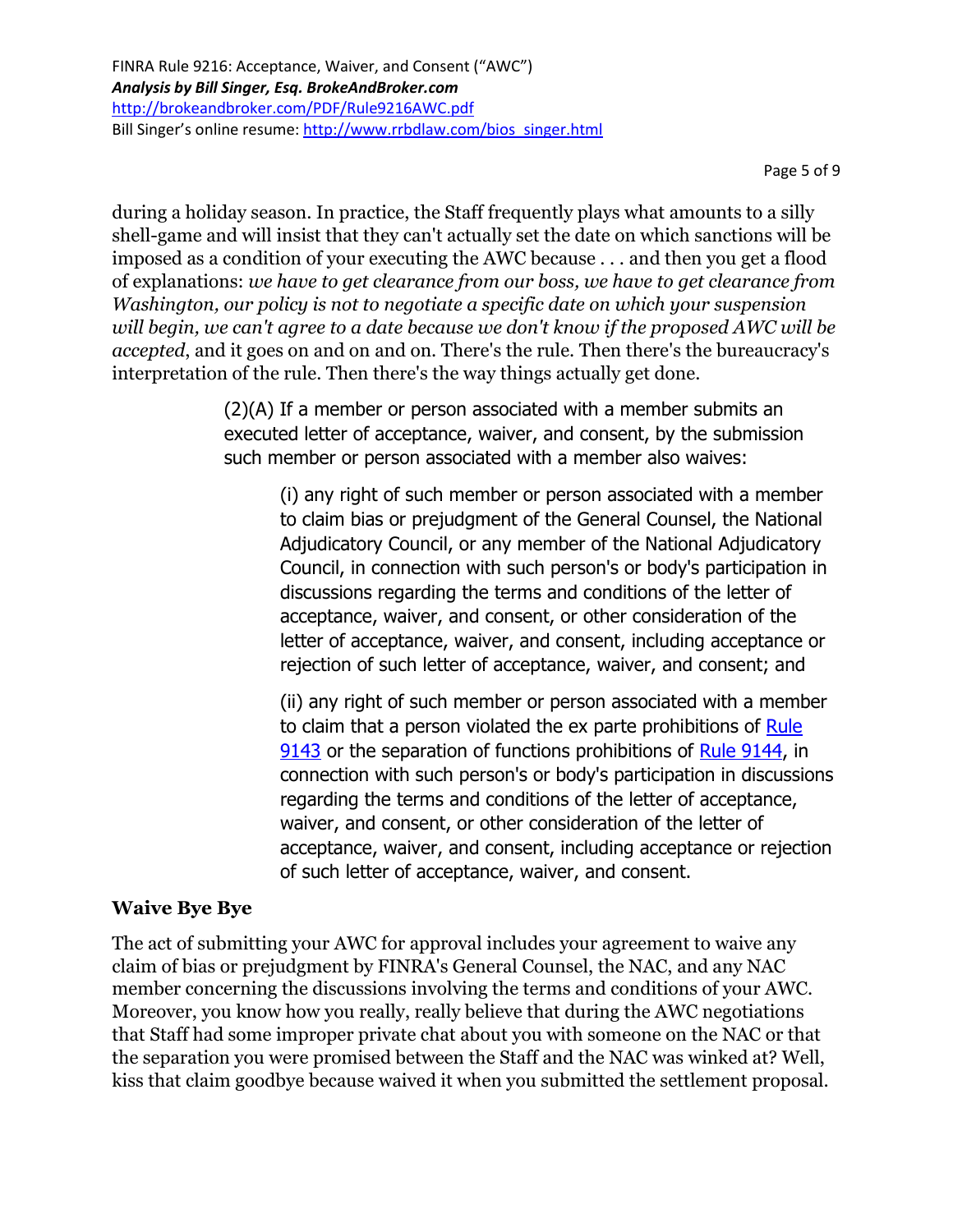during a holiday season. In practice, the Staff frequently plays what amounts to a silly shell-game and will insist that they can't actually set the date on which sanctions will be imposed as a condition of your executing the AWC because . . . and then you get a flood of explanations: *we have to get clearance from our boss, we have to get clearance from Washington, our policy is not to negotiate a specific date on which your suspension will begin, we can't agree to a date because we don't know if the proposed AWC will be accepted*, and it goes on and on and on. There's the rule. Then there's the bureaucracy's interpretation of the rule. Then there's the way things actually get done.

> (2)(A) If a member or person associated with a member submits an executed letter of acceptance, waiver, and consent, by the submission such member or person associated with a member also waives:
>
> > (i) any right of such member or person associated with a member to claim bias or prejudgment of the General Counsel, the National Adjudicatory Council, or any member of the National Adjudicatory Council, in connection with such person's or body's participation in discussions regarding the terms and conditions of the letter of acceptance, waiver, and consent, or other consideration of the letter of acceptance, waiver, and consent, including acceptance or rejection of such letter of acceptance, waiver, and consent; and
> >
> > (ii) any right of such member or person associated with a member to claim that a person violated the ex parte prohibitions of Rule 9143 or the separation of functions prohibitions of Rule 9144, in connection with such person's or body's participation in discussions regarding the terms and conditions of the letter of acceptance, waiver, and consent, or other consideration of the letter of acceptance, waiver, and consent, including acceptance or rejection of such letter of acceptance, waiver, and consent.

## Waive Bye Bye

The act of submitting your AWC for approval includes your agreement to waive any claim of bias or prejudgment by FINRA's General Counsel, the NAC, and any NAC member concerning the discussions involving the terms and conditions of your AWC. Moreover, you know how you really, really believe that during the AWC negotiations that Staff had some improper private chat about you with someone on the NAC or that the separation you were promised between the Staff and the NAC was winked at? Well, kiss that claim goodbye because waived it when you submitted the settlement proposal.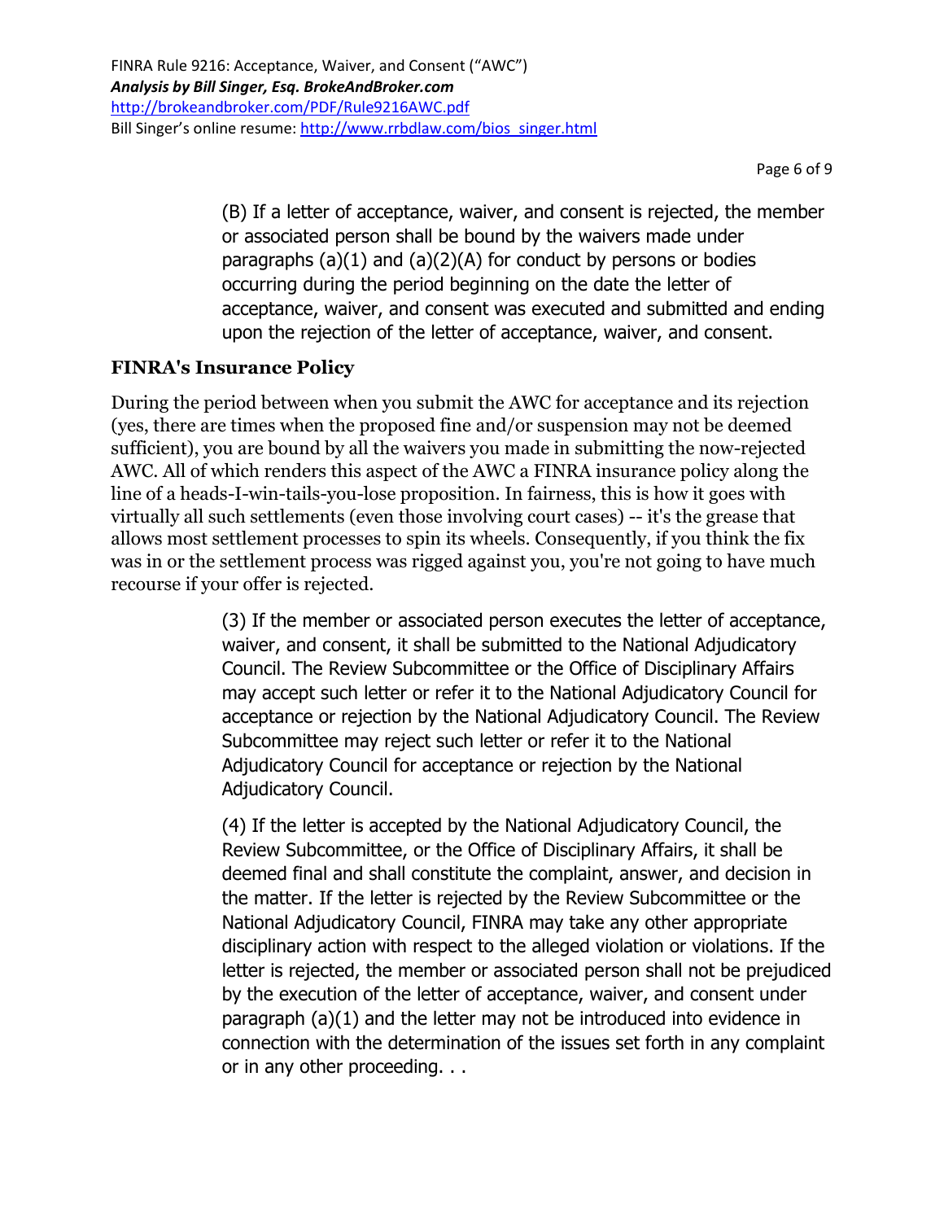(B) If a letter of acceptance, waiver, and consent is rejected, the member or associated person shall be bound by the waivers made under paragraphs (a)(1) and (a)(2)(A) for conduct by persons or bodies occurring during the period beginning on the date the letter of acceptance, waiver, and consent was executed and submitted and ending upon the rejection of the letter of acceptance, waiver, and consent.

**FINRA's Insurance Policy**

During the period between when you submit the AWC for acceptance and its rejection (yes, there are times when the proposed fine and/or suspension may not be deemed sufficient), you are bound by all the waivers you made in submitting the now-rejected AWC. All of which renders this aspect of the AWC a FINRA insurance policy along the line of a heads-I-win-tails-you-lose proposition. In fairness, this is how it goes with virtually all such settlements (even those involving court cases) -- it's the grease that allows most settlement processes to spin its wheels. Consequently, if you think the fix was in or the settlement process was rigged against you, you're not going to have much recourse if your offer is rejected.

(3) If the member or associated person executes the letter of acceptance, waiver, and consent, it shall be submitted to the National Adjudicatory Council. The Review Subcommittee or the Office of Disciplinary Affairs may accept such letter or refer it to the National Adjudicatory Council for acceptance or rejection by the National Adjudicatory Council. The Review Subcommittee may reject such letter or refer it to the National Adjudicatory Council for acceptance or rejection by the National Adjudicatory Council.

(4) If the letter is accepted by the National Adjudicatory Council, the Review Subcommittee, or the Office of Disciplinary Affairs, it shall be deemed final and shall constitute the complaint, answer, and decision in the matter. If the letter is rejected by the Review Subcommittee or the National Adjudicatory Council, FINRA may take any other appropriate disciplinary action with respect to the alleged violation or violations. If the letter is rejected, the member or associated person shall not be prejudiced by the execution of the letter of acceptance, waiver, and consent under paragraph (a)(1) and the letter may not be introduced into evidence in connection with the determination of the issues set forth in any complaint or in any other proceeding. . .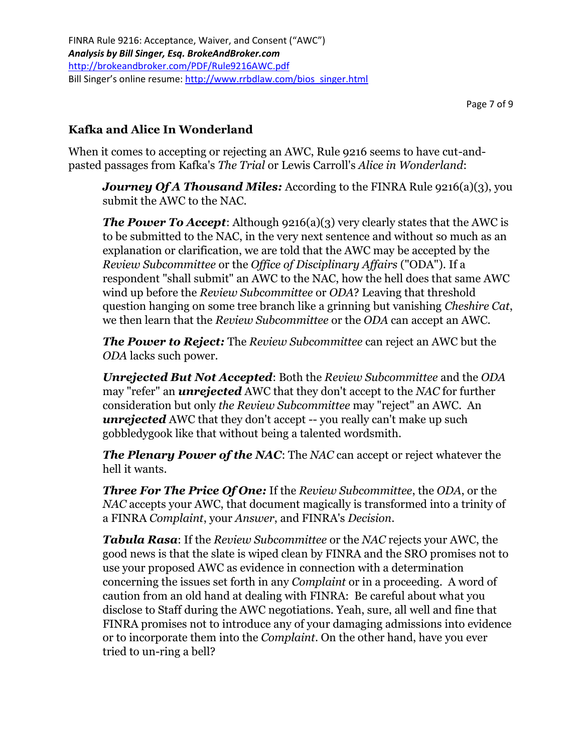## Kafka and Alice In Wonderland

When it comes to accepting or rejecting an AWC, Rule 9216 seems to have cut-and-pasted passages from Kafka's *The Trial* or Lewis Carroll's *Alice in Wonderland*:

> ***Journey Of A Thousand Miles:*** According to the FINRA Rule 9216(a)(3), you submit the AWC to the NAC.
>
> ***The Power To Accept***: Although 9216(a)(3) very clearly states that the AWC is to be submitted to the NAC, in the very next sentence and without so much as an explanation or clarification, we are told that the AWC may be accepted by the *Review Subcommittee* or the *Office of Disciplinary Affairs* ("ODA"). If a respondent "shall submit" an AWC to the NAC, how the hell does that same AWC wind up before the *Review Subcommittee* or *ODA*? Leaving that threshold question hanging on some tree branch like a grinning but vanishing *Cheshire Cat*, we then learn that the *Review Subcommittee* or the *ODA* can accept an AWC.
>
> ***The Power to Reject:*** The *Review Subcommittee* can reject an AWC but the *ODA* lacks such power.
>
> ***Unrejected But Not Accepted***: Both the *Review Subcommittee* and the *ODA* may "refer" an ***unrejected*** AWC that they don't accept to the *NAC* for further consideration but only *the Review Subcommittee* may "reject" an AWC. An ***unrejected*** AWC that they don't accept -- you really can't make up such gobbledygook like that without being a talented wordsmith.
>
> ***The Plenary Power of the NAC***: The *NAC* can accept or reject whatever the hell it wants.
>
> ***Three For The Price Of One:*** If the *Review Subcommittee*, the *ODA*, or the *NAC* accepts your AWC, that document magically is transformed into a trinity of a FINRA *Complaint*, your *Answer*, and FINRA's *Decision*.
>
> ***Tabula Rasa***: If the *Review Subcommittee* or the *NAC* rejects your AWC, the good news is that the slate is wiped clean by FINRA and the SRO promises not to use your proposed AWC as evidence in connection with a determination concerning the issues set forth in any *Complaint* or in a proceeding. A word of caution from an old hand at dealing with FINRA: Be careful about what you disclose to Staff during the AWC negotiations. Yeah, sure, all well and fine that FINRA promises not to introduce any of your damaging admissions into evidence or to incorporate them into the *Complaint*. On the other hand, have you ever tried to un-ring a bell?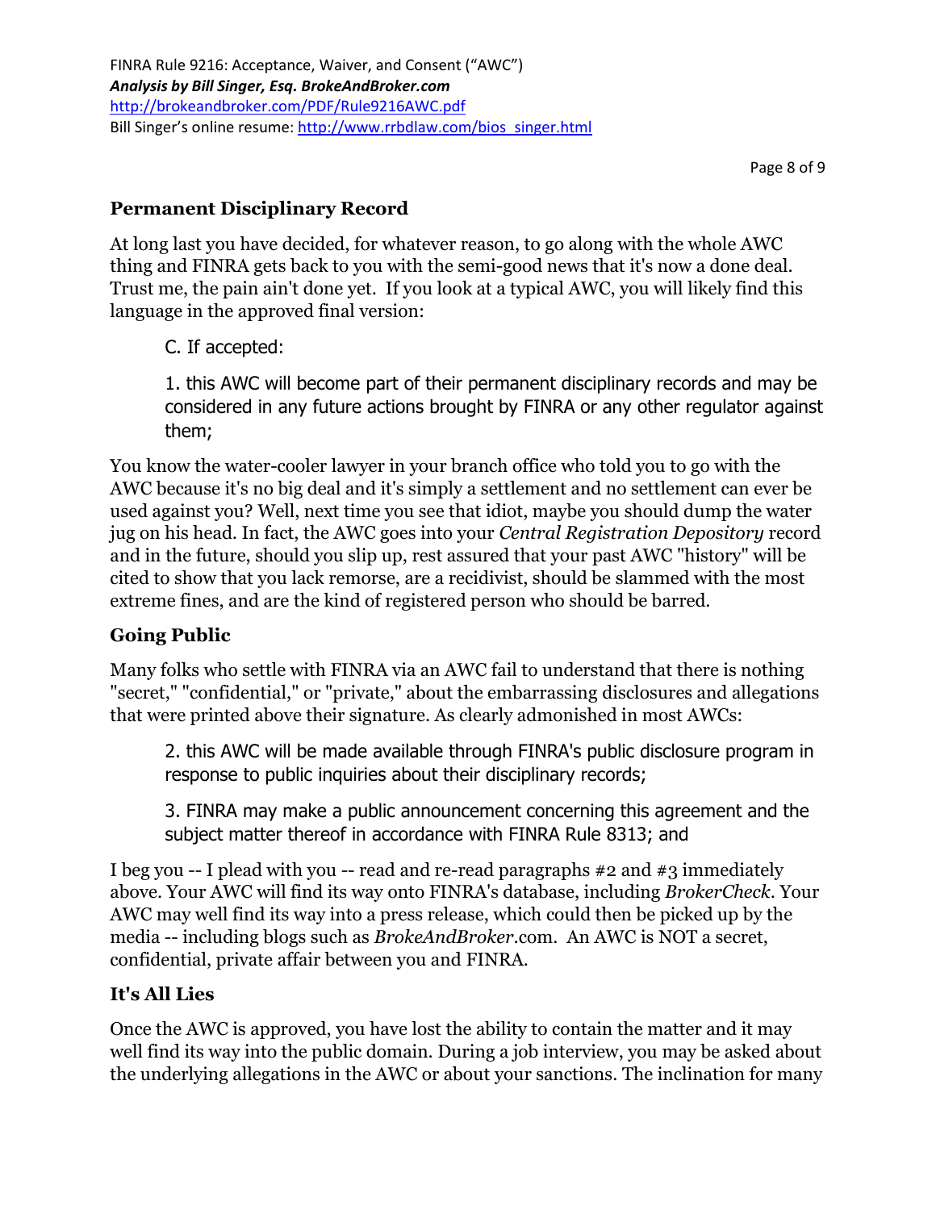## Permanent Disciplinary Record

At long last you have decided, for whatever reason, to go along with the whole AWC thing and FINRA gets back to you with the semi-good news that it's now a done deal. Trust me, the pain ain't done yet. If you look at a typical AWC, you will likely find this language in the approved final version:

> C. If accepted:
>
> 1. this AWC will become part of their permanent disciplinary records and may be considered in any future actions brought by FINRA or any other regulator against them;

You know the water-cooler lawyer in your branch office who told you to go with the AWC because it's no big deal and it's simply a settlement and no settlement can ever be used against you? Well, next time you see that idiot, maybe you should dump the water jug on his head. In fact, the AWC goes into your *Central Registration Depository* record and in the future, should you slip up, rest assured that your past AWC "history" will be cited to show that you lack remorse, are a recidivist, should be slammed with the most extreme fines, and are the kind of registered person who should be barred.

## Going Public

Many folks who settle with FINRA via an AWC fail to understand that there is nothing "secret," "confidential," or "private," about the embarrassing disclosures and allegations that were printed above their signature. As clearly admonished in most AWCs:

> 2. this AWC will be made available through FINRA's public disclosure program in response to public inquiries about their disciplinary records;
>
> 3. FINRA may make a public announcement concerning this agreement and the subject matter thereof in accordance with FINRA Rule 8313; and

I beg you -- I plead with you -- read and re-read paragraphs #2 and #3 immediately above. Your AWC will find its way onto FINRA's database, including *BrokerCheck*. Your AWC may well find its way into a press release, which could then be picked up by the media -- including blogs such as *BrokeAndBroker*.com. An AWC is NOT a secret, confidential, private affair between you and FINRA.

## It's All Lies

Once the AWC is approved, you have lost the ability to contain the matter and it may well find its way into the public domain. During a job interview, you may be asked about the underlying allegations in the AWC or about your sanctions. The inclination for many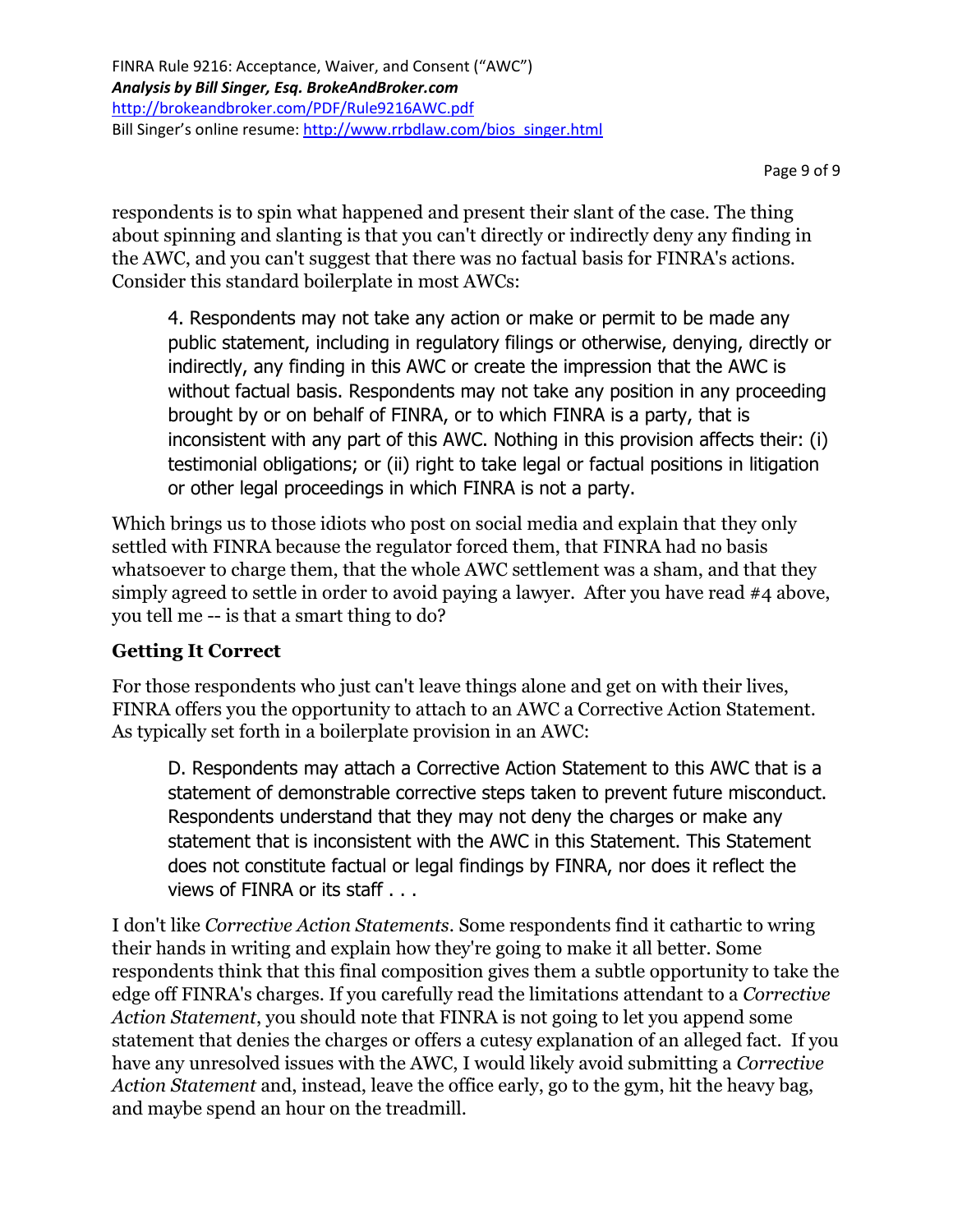respondents is to spin what happened and present their slant of the case. The thing about spinning and slanting is that you can't directly or indirectly deny any finding in the AWC, and you can't suggest that there was no factual basis for FINRA's actions. Consider this standard boilerplate in most AWCs:

> 4. Respondents may not take any action or make or permit to be made any public statement, including in regulatory filings or otherwise, denying, directly or indirectly, any finding in this AWC or create the impression that the AWC is without factual basis. Respondents may not take any position in any proceeding brought by or on behalf of FINRA, or to which FINRA is a party, that is inconsistent with any part of this AWC. Nothing in this provision affects their: (i) testimonial obligations; or (ii) right to take legal or factual positions in litigation or other legal proceedings in which FINRA is not a party.

Which brings us to those idiots who post on social media and explain that they only settled with FINRA because the regulator forced them, that FINRA had no basis whatsoever to charge them, that the whole AWC settlement was a sham, and that they simply agreed to settle in order to avoid paying a lawyer. After you have read #4 above, you tell me -- is that a smart thing to do?

## Getting It Correct

For those respondents who just can't leave things alone and get on with their lives, FINRA offers you the opportunity to attach to an AWC a Corrective Action Statement. As typically set forth in a boilerplate provision in an AWC:

> D. Respondents may attach a Corrective Action Statement to this AWC that is a statement of demonstrable corrective steps taken to prevent future misconduct. Respondents understand that they may not deny the charges or make any statement that is inconsistent with the AWC in this Statement. This Statement does not constitute factual or legal findings by FINRA, nor does it reflect the views of FINRA or its staff . . .

I don't like *Corrective Action Statements*. Some respondents find it cathartic to wring their hands in writing and explain how they're going to make it all better. Some respondents think that this final composition gives them a subtle opportunity to take the edge off FINRA's charges. If you carefully read the limitations attendant to a *Corrective Action Statement*, you should note that FINRA is not going to let you append some statement that denies the charges or offers a cutesy explanation of an alleged fact. If you have any unresolved issues with the AWC, I would likely avoid submitting a *Corrective Action Statement* and, instead, leave the office early, go to the gym, hit the heavy bag, and maybe spend an hour on the treadmill.